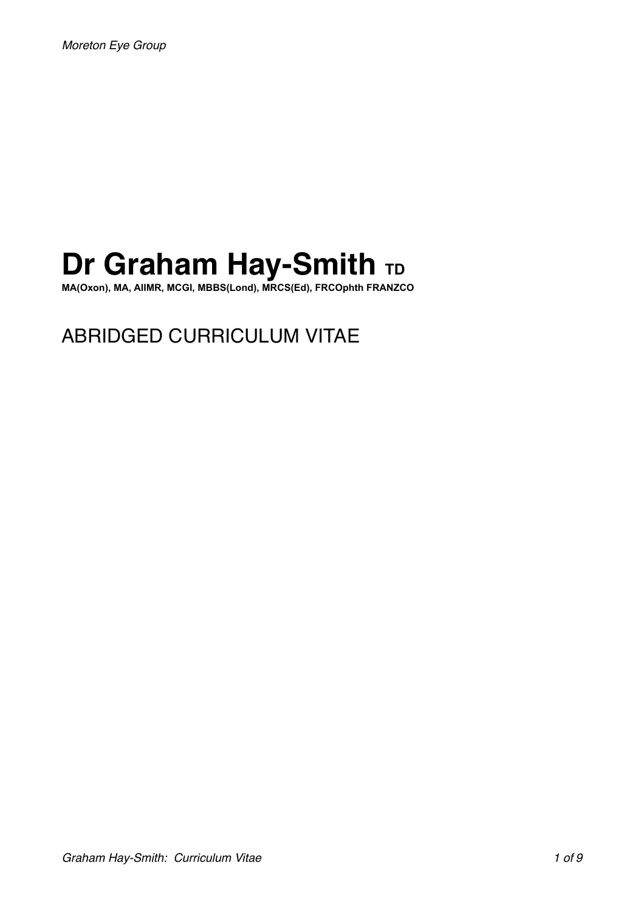# Dr Graham Hay-Smith TD

**MA(Oxon), MA, AIIMR, MCGI, MBBS(Lond), MRCS(Ed), FRCOphth FRANZCO**

## ABRIDGED CURRICULUM VITAE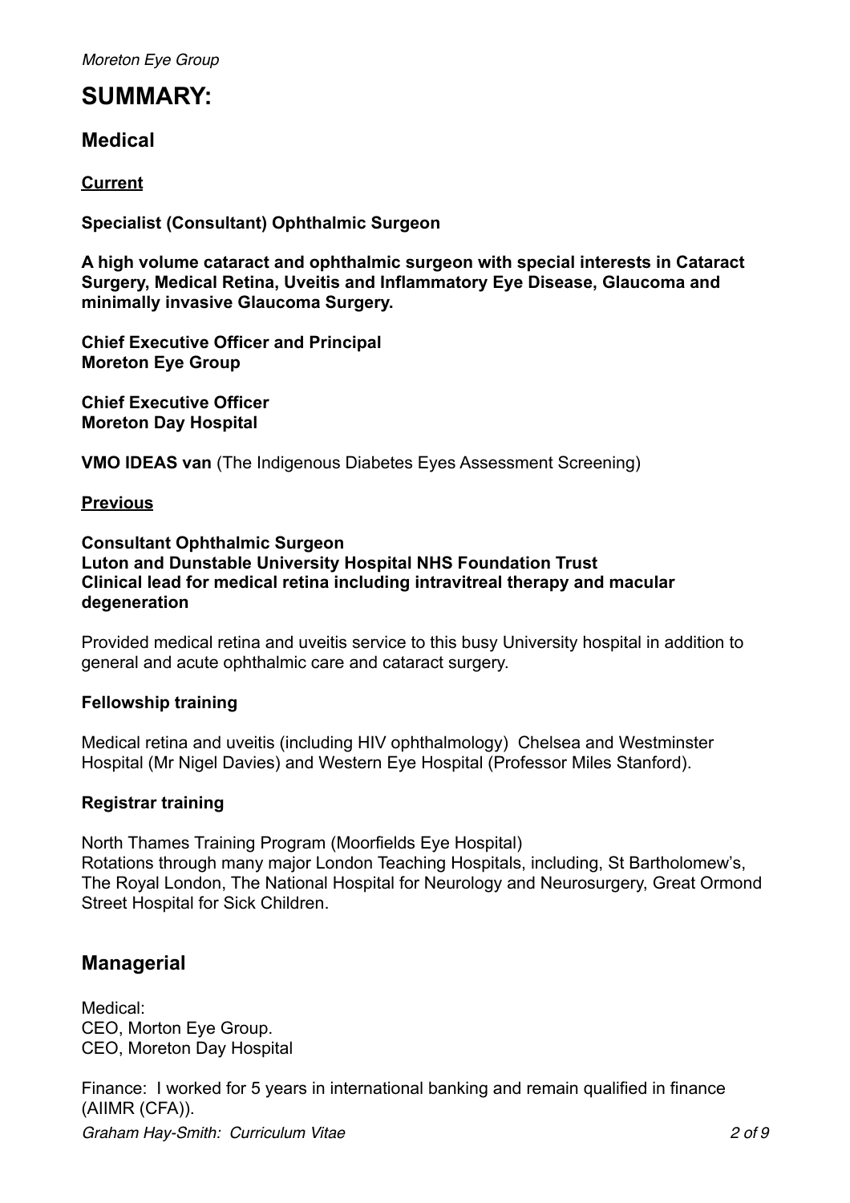# SUMMARY:

## Medical

**Current**

**Specialist (Consultant) Ophthalmic Surgeon**

**A high volume cataract and ophthalmic surgeon with special interests in Cataract Surgery, Medical Retina, Uveitis and Inflammatory Eye Disease, Glaucoma and minimally invasive Glaucoma Surgery.**

**Chief Executive Officer and Principal**
**Moreton Eye Group**

**Chief Executive Officer**
**Moreton Day Hospital**

**VMO IDEAS van** (The Indigenous Diabetes Eyes Assessment Screening)

**Previous**

**Consultant Ophthalmic Surgeon**
**Luton and Dunstable University Hospital NHS Foundation Trust**
**Clinical lead for medical retina including intravitreal therapy and macular degeneration**

Provided medical retina and uveitis service to this busy University hospital in addition to general and acute ophthalmic care and cataract surgery.

**Fellowship training**

Medical retina and uveitis (including HIV ophthalmology) Chelsea and Westminster Hospital (Mr Nigel Davies) and Western Eye Hospital (Professor Miles Stanford).

**Registrar training**

North Thames Training Program (Moorfields Eye Hospital)
Rotations through many major London Teaching Hospitals, including, St Bartholomew's, The Royal London, The National Hospital for Neurology and Neurosurgery, Great Ormond Street Hospital for Sick Children.

## Managerial

Medical:
CEO, Morton Eye Group.
CEO, Moreton Day Hospital

Finance: I worked for 5 years in international banking and remain qualified in finance (AIIMR (CFA)).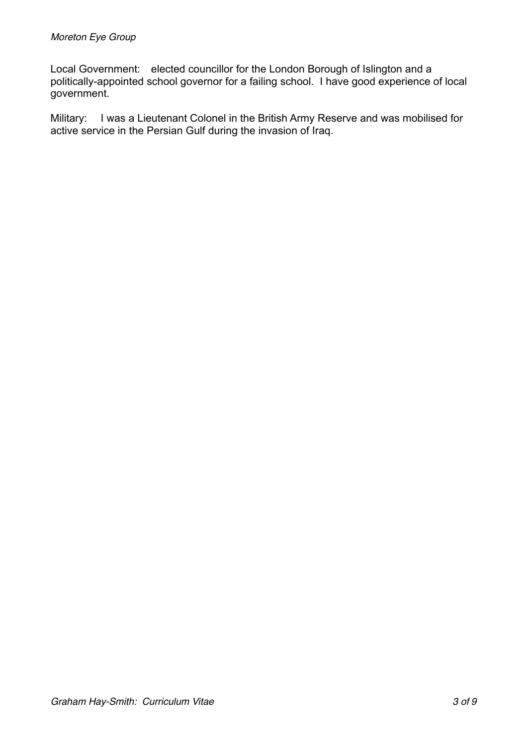Local Government: elected councillor for the London Borough of Islington and a politically-appointed school governor for a failing school. I have good experience of local government.

Military: I was a Lieutenant Colonel in the British Army Reserve and was mobilised for active service in the Persian Gulf during the invasion of Iraq.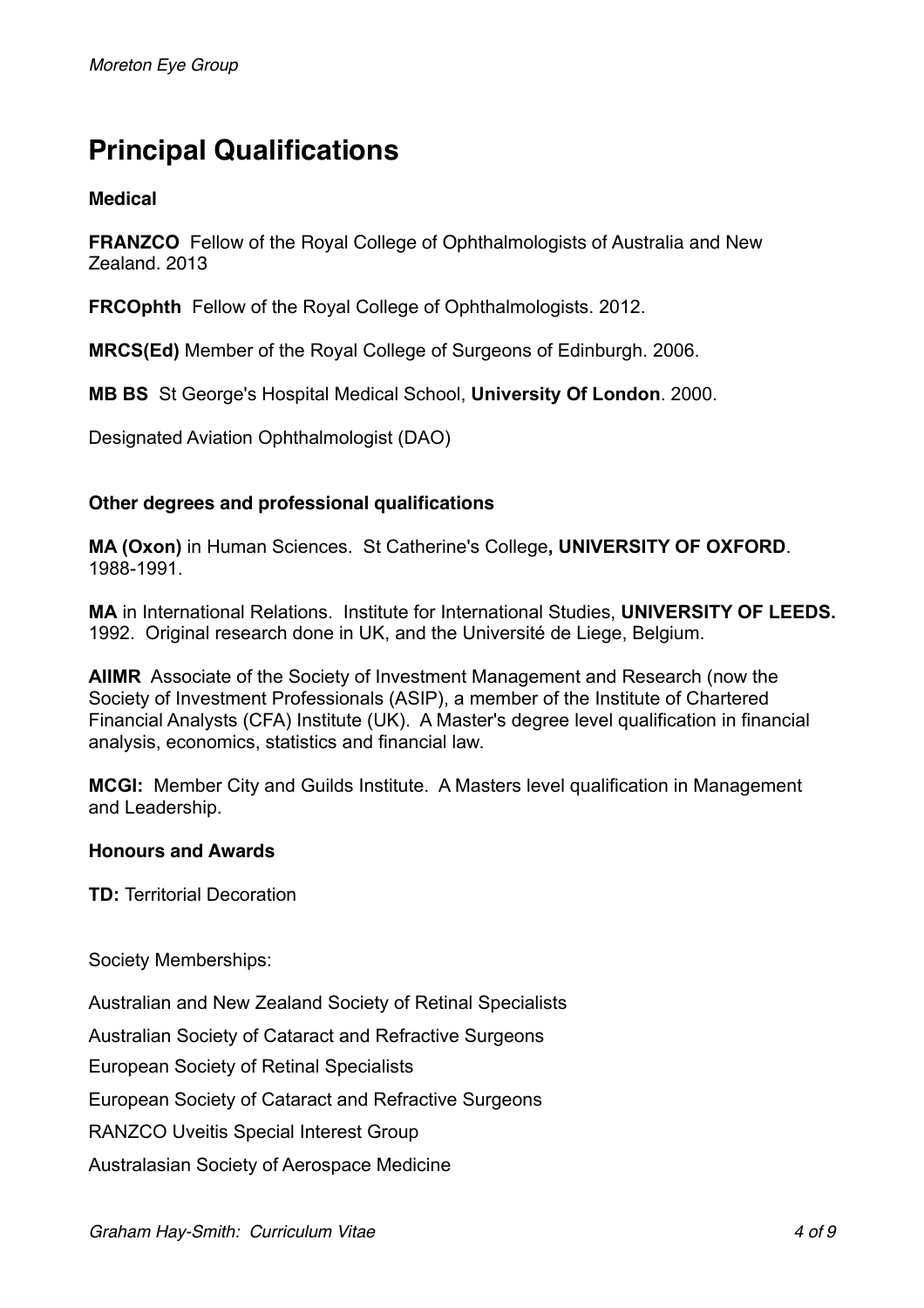# Principal Qualifications

**Medical**

**FRANZCO** Fellow of the Royal College of Ophthalmologists of Australia and New Zealand. 2013

**FRCOphth** Fellow of the Royal College of Ophthalmologists. 2012.

**MRCS(Ed)** Member of the Royal College of Surgeons of Edinburgh. 2006.

**MB BS** St George's Hospital Medical School, **University Of London**. 2000.

Designated Aviation Ophthalmologist (DAO)

**Other degrees and professional qualifications**

**MA (Oxon)** in Human Sciences. St Catherine's College**, UNIVERSITY OF OXFORD**. 1988-1991.

**MA** in International Relations. Institute for International Studies, **UNIVERSITY OF LEEDS.** 1992. Original research done in UK, and the Université de Liege, Belgium.

**AIIMR** Associate of the Society of Investment Management and Research (now the Society of Investment Professionals (ASIP), a member of the Institute of Chartered Financial Analysts (CFA) Institute (UK). A Master's degree level qualification in financial analysis, economics, statistics and financial law.

**MCGI:** Member City and Guilds Institute. A Masters level qualification in Management and Leadership.

**Honours and Awards**

**TD:** Territorial Decoration

Society Memberships:

Australian and New Zealand Society of Retinal Specialists

Australian Society of Cataract and Refractive Surgeons

European Society of Retinal Specialists

European Society of Cataract and Refractive Surgeons

RANZCO Uveitis Special Interest Group

Australasian Society of Aerospace Medicine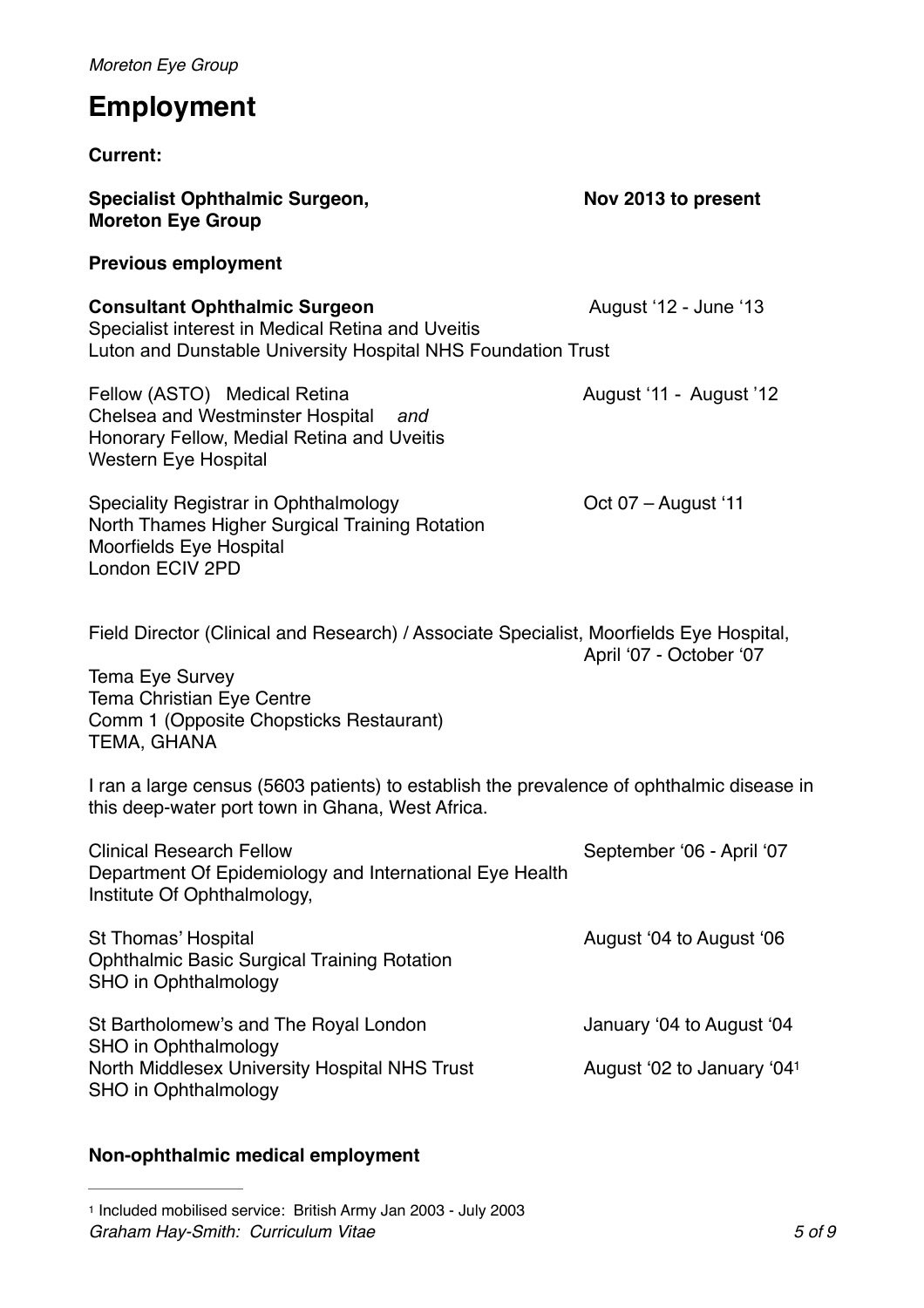# Employment

**Current:**

**Specialist Ophthalmic Surgeon, Moreton Eye Group** — **Nov 2013 to present**

**Previous employment**

**Consultant Ophthalmic Surgeon** — August '12 - June '13
Specialist interest in Medical Retina and Uveitis
Luton and Dunstable University Hospital NHS Foundation Trust

Fellow (ASTO) Medical Retina — August '11 - August '12
Chelsea and Westminster Hospital *and*
Honorary Fellow, Medial Retina and Uveitis
Western Eye Hospital

Speciality Registrar in Ophthalmology — Oct 07 – August '11
North Thames Higher Surgical Training Rotation
Moorfields Eye Hospital
London ECIV 2PD

Field Director (Clinical and Research) / Associate Specialist, Moorfields Eye Hospital, — April '07 - October '07
Tema Eye Survey
Tema Christian Eye Centre
Comm 1 (Opposite Chopsticks Restaurant)
TEMA, GHANA

I ran a large census (5603 patients) to establish the prevalence of ophthalmic disease in this deep-water port town in Ghana, West Africa.

Clinical Research Fellow — September '06 - April '07
Department Of Epidemiology and International Eye Health
Institute Of Ophthalmology,

St Thomas' Hospital — August '04 to August '06
Ophthalmic Basic Surgical Training Rotation
SHO in Ophthalmology

St Bartholomew's and The Royal London — January '04 to August '04
SHO in Ophthalmology

North Middlesex University Hospital NHS Trust — August '02 to January '04[1]
SHO in Ophthalmology

**Non-ophthalmic medical employment**

---

[1] Included mobilised service: British Army Jan 2003 - July 2003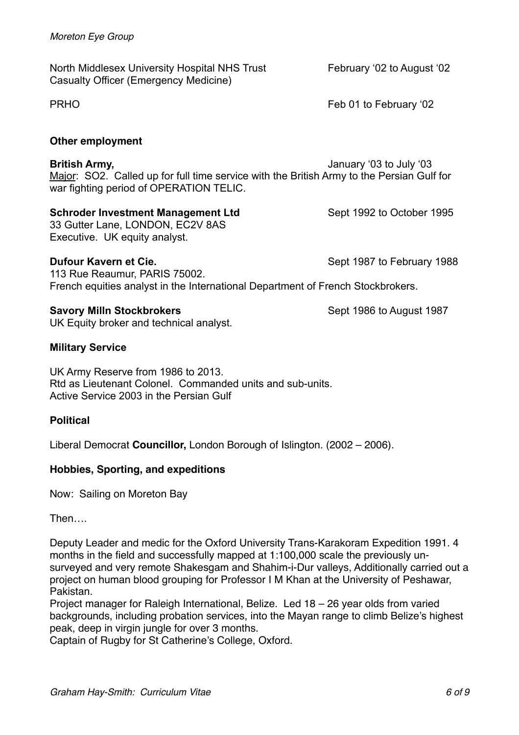North Middlesex University Hospital NHS Trust — February '02 to August '02
Casualty Officer (Emergency Medicine)

PRHO — Feb 01 to February '02

## Other employment

**British Army,** — January '03 to July '03
Major: SO2. Called up for full time service with the British Army to the Persian Gulf for war fighting period of OPERATION TELIC.

**Schroder Investment Management Ltd** — Sept 1992 to October 1995
33 Gutter Lane, LONDON, EC2V 8AS
Executive. UK equity analyst.

**Dufour Kavern et Cie.** — Sept 1987 to February 1988
113 Rue Reaumur, PARIS 75002.
French equities analyst in the International Department of French Stockbrokers.

**Savory Milln Stockbrokers** — Sept 1986 to August 1987
UK Equity broker and technical analyst.

## Military Service

UK Army Reserve from 1986 to 2013.
Rtd as Lieutenant Colonel. Commanded units and sub-units.
Active Service 2003 in the Persian Gulf

## Political

Liberal Democrat **Councillor,** London Borough of Islington. (2002 – 2006).

## Hobbies, Sporting, and expeditions

Now: Sailing on Moreton Bay

Then….

Deputy Leader and medic for the Oxford University Trans-Karakoram Expedition 1991. 4 months in the field and successfully mapped at 1:100,000 scale the previously un-surveyed and very remote Shakesgam and Shahim-i-Dur valleys, Additionally carried out a project on human blood grouping for Professor I M Khan at the University of Peshawar, Pakistan.
Project manager for Raleigh International, Belize. Led 18 – 26 year olds from varied backgrounds, including probation services, into the Mayan range to climb Belize's highest peak, deep in virgin jungle for over 3 months.
Captain of Rugby for St Catherine's College, Oxford.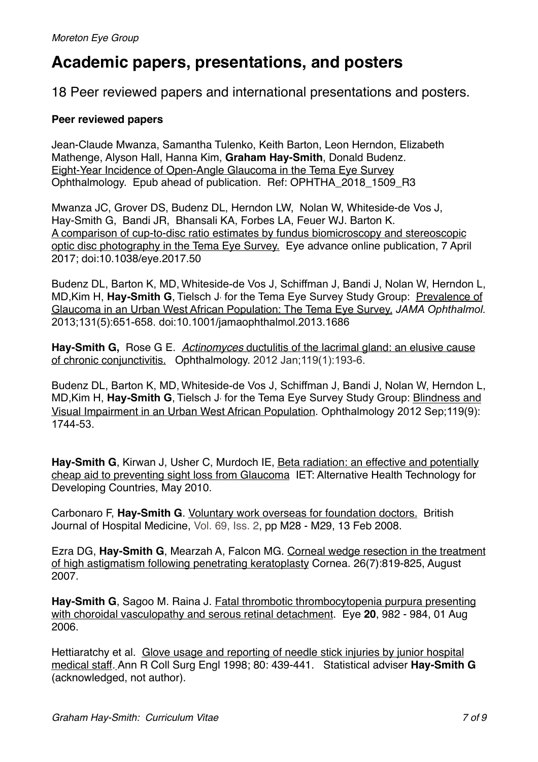# Academic papers, presentations, and posters

18 Peer reviewed papers and international presentations and posters.

**Peer reviewed papers**

Jean-Claude Mwanza, Samantha Tulenko, Keith Barton, Leon Herndon, Elizabeth Mathenge, Alyson Hall, Hanna Kim, **Graham Hay-Smith**, Donald Budenz. Eight-Year Incidence of Open-Angle Glaucoma in the Tema Eye Survey Ophthalmology. Epub ahead of publication. Ref: OPHTHA_2018_1509_R3

Mwanza JC, Grover DS, Budenz DL, Herndon LW, Nolan W, Whiteside-de Vos J, Hay-Smith G, Bandi JR, Bhansali KA, Forbes LA, Feuer WJ. Barton K. A comparison of cup-to-disc ratio estimates by fundus biomicroscopy and stereoscopic optic disc photography in the Tema Eye Survey. Eye advance online publication, 7 April 2017; doi:10.1038/eye.2017.50

Budenz DL, Barton K, MD, Whiteside-de Vos J, Schiffman J, Bandi J, Nolan W, Herndon L, MD,Kim H, **Hay-Smith G**, Tielsch J, for the Tema Eye Survey Study Group: Prevalence of Glaucoma in an Urban West African Population: The Tema Eye Survey. *JAMA Ophthalmol.* 2013;131(5):651-658. doi:10.1001/jamaophthalmol.2013.1686

**Hay-Smith G,** Rose G E. *Actinomyces* ductulitis of the lacrimal gland: an elusive cause of chronic conjunctivitis. Ophthalmology. 2012 Jan;119(1):193-6.

Budenz DL, Barton K, MD, Whiteside-de Vos J, Schiffman J, Bandi J, Nolan W, Herndon L, MD,Kim H, **Hay-Smith G**, Tielsch J, for the Tema Eye Survey Study Group: Blindness and Visual Impairment in an Urban West African Population. Ophthalmology 2012 Sep;119(9): 1744-53.

**Hay-Smith G**, Kirwan J, Usher C, Murdoch IE, Beta radiation: an effective and potentially cheap aid to preventing sight loss from Glaucoma IET: Alternative Health Technology for Developing Countries, May 2010.

Carbonaro F, **Hay-Smith G**. Voluntary work overseas for foundation doctors. British Journal of Hospital Medicine, Vol. 69, Iss. 2, pp M28 - M29, 13 Feb 2008.

Ezra DG, **Hay-Smith G**, Mearzah A, Falcon MG. Corneal wedge resection in the treatment of high astigmatism following penetrating keratoplasty Cornea. 26(7):819-825, August 2007.

**Hay-Smith G**, Sagoo M. Raina J. Fatal thrombotic thrombocytopenia purpura presenting with choroidal vasculopathy and serous retinal detachment. Eye **20**, 982 - 984, 01 Aug 2006.

Hettiaratchy et al. Glove usage and reporting of needle stick injuries by junior hospital medical staff. Ann R Coll Surg Engl 1998; 80: 439-441. Statistical adviser **Hay-Smith G** (acknowledged, not author).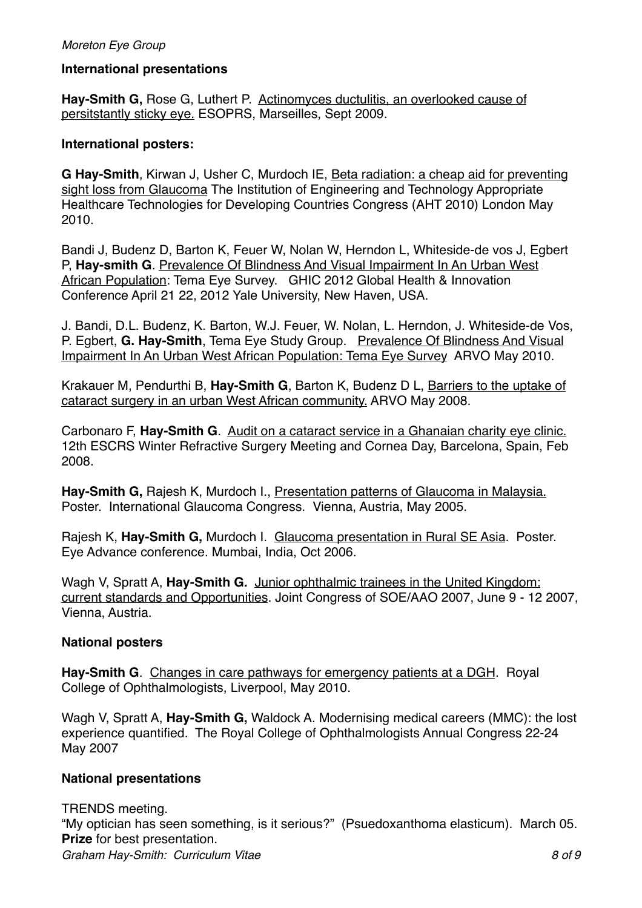## International presentations

**Hay-Smith G,** Rose G, Luthert P. Actinomyces ductulitis, an overlooked cause of persitstantly sticky eye. ESOPRS, Marseilles, Sept 2009.

## International posters:

**G Hay-Smith**, Kirwan J, Usher C, Murdoch IE, Beta radiation: a cheap aid for preventing sight loss from Glaucoma The Institution of Engineering and Technology Appropriate Healthcare Technologies for Developing Countries Congress (AHT 2010) London May 2010.

Bandi J, Budenz D, Barton K, Feuer W, Nolan W, Herndon L, Whiteside-de vos J, Egbert P, **Hay-smith G**. Prevalence Of Blindness And Visual Impairment In An Urban West African Population: Tema Eye Survey. GHIC 2012 Global Health & Innovation Conference April 21 22, 2012 Yale University, New Haven, USA.

J. Bandi, D.L. Budenz, K. Barton, W.J. Feuer, W. Nolan, L. Herndon, J. Whiteside-de Vos, P. Egbert, **G. Hay-Smith**, Tema Eye Study Group. Prevalence Of Blindness And Visual Impairment In An Urban West African Population: Tema Eye Survey ARVO May 2010.

Krakauer M, Pendurthi B, **Hay-Smith G**, Barton K, Budenz D L, Barriers to the uptake of cataract surgery in an urban West African community. ARVO May 2008.

Carbonaro F, **Hay-Smith G**. Audit on a cataract service in a Ghanaian charity eye clinic. 12th ESCRS Winter Refractive Surgery Meeting and Cornea Day, Barcelona, Spain, Feb 2008.

**Hay-Smith G,** Rajesh K, Murdoch I., Presentation patterns of Glaucoma in Malaysia. Poster. International Glaucoma Congress. Vienna, Austria, May 2005.

Rajesh K, **Hay-Smith G,** Murdoch I. Glaucoma presentation in Rural SE Asia. Poster. Eye Advance conference. Mumbai, India, Oct 2006.

Wagh V, Spratt A, **Hay-Smith G.** Junior ophthalmic trainees in the United Kingdom: current standards and Opportunities. Joint Congress of SOE/AAO 2007, June 9 - 12 2007, Vienna, Austria.

## National posters

**Hay-Smith G**. Changes in care pathways for emergency patients at a DGH. Royal College of Ophthalmologists, Liverpool, May 2010.

Wagh V, Spratt A, **Hay-Smith G,** Waldock A. Modernising medical careers (MMC): the lost experience quantified. The Royal College of Ophthalmologists Annual Congress 22-24 May 2007

## National presentations

TRENDS meeting.
"My optician has seen something, is it serious?" (Psuedoxanthoma elasticum). March 05. **Prize** for best presentation.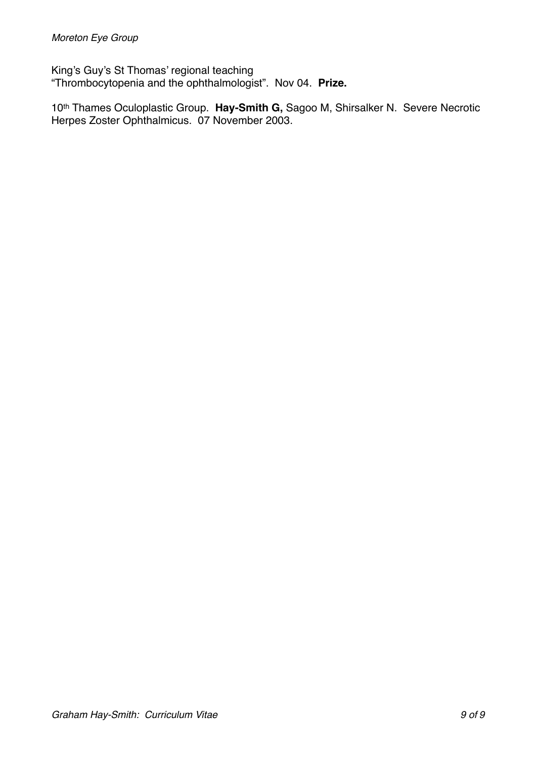King's Guy's St Thomas' regional teaching
"Thrombocytopenia and the ophthalmologist". Nov 04. **Prize.**

10th Thames Oculoplastic Group. **Hay-Smith G,** Sagoo M, Shirsalker N. Severe Necrotic Herpes Zoster Ophthalmicus. 07 November 2003.